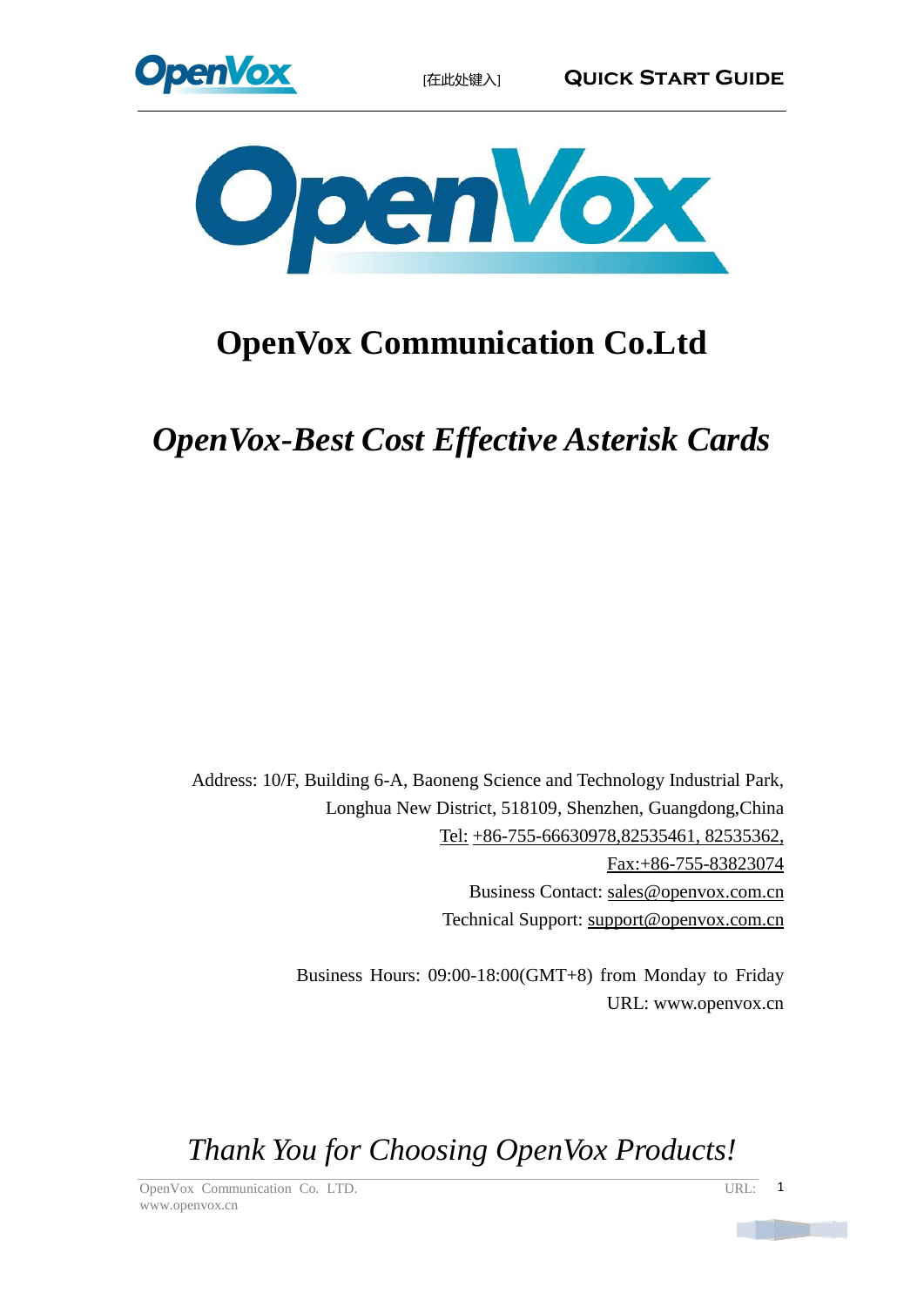# OpenVox Communication Co.Ltd

## *OpenVox-Best Cost Effective Asterisk Cards*

Address: 10/F, Building 6-A, Baoneng Science and Technology Industrial Park,
Longhua New District, 518109, Shenzhen, Guangdong,China
Tel: +86-755-66630978,82535461, 82535362,
Fax:+86-755-83823074
Business Contact: sales@openvox.com.cn
Technical Support: support@openvox.com.cn

Business Hours: 09:00-18:00(GMT+8) from Monday to Friday
URL: www.openvox.cn

*Thank You for Choosing OpenVox Products!*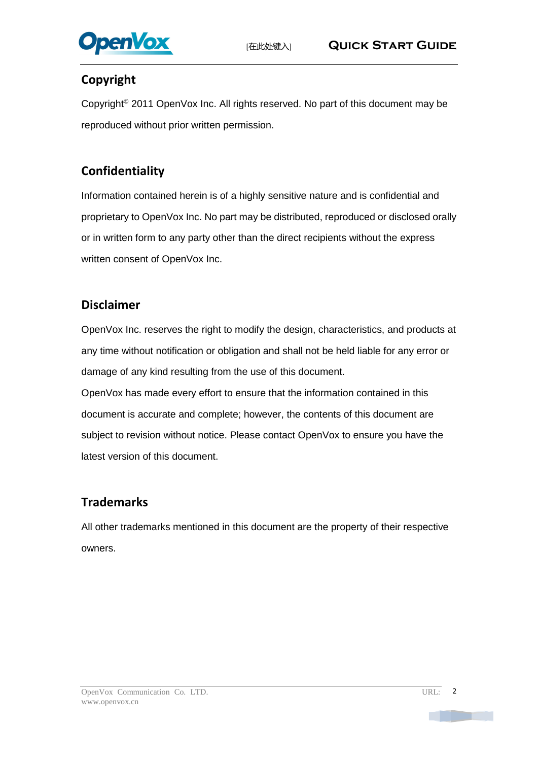## Copyright

Copyright© 2011 OpenVox Inc. All rights reserved. No part of this document may be reproduced without prior written permission.

## Confidentiality

Information contained herein is of a highly sensitive nature and is confidential and proprietary to OpenVox Inc. No part may be distributed, reproduced or disclosed orally or in written form to any party other than the direct recipients without the express written consent of OpenVox Inc.

## Disclaimer

OpenVox Inc. reserves the right to modify the design, characteristics, and products at any time without notification or obligation and shall not be held liable for any error or damage of any kind resulting from the use of this document.

OpenVox has made every effort to ensure that the information contained in this document is accurate and complete; however, the contents of this document are subject to revision without notice. Please contact OpenVox to ensure you have the latest version of this document.

## Trademarks

All other trademarks mentioned in this document are the property of their respective owners.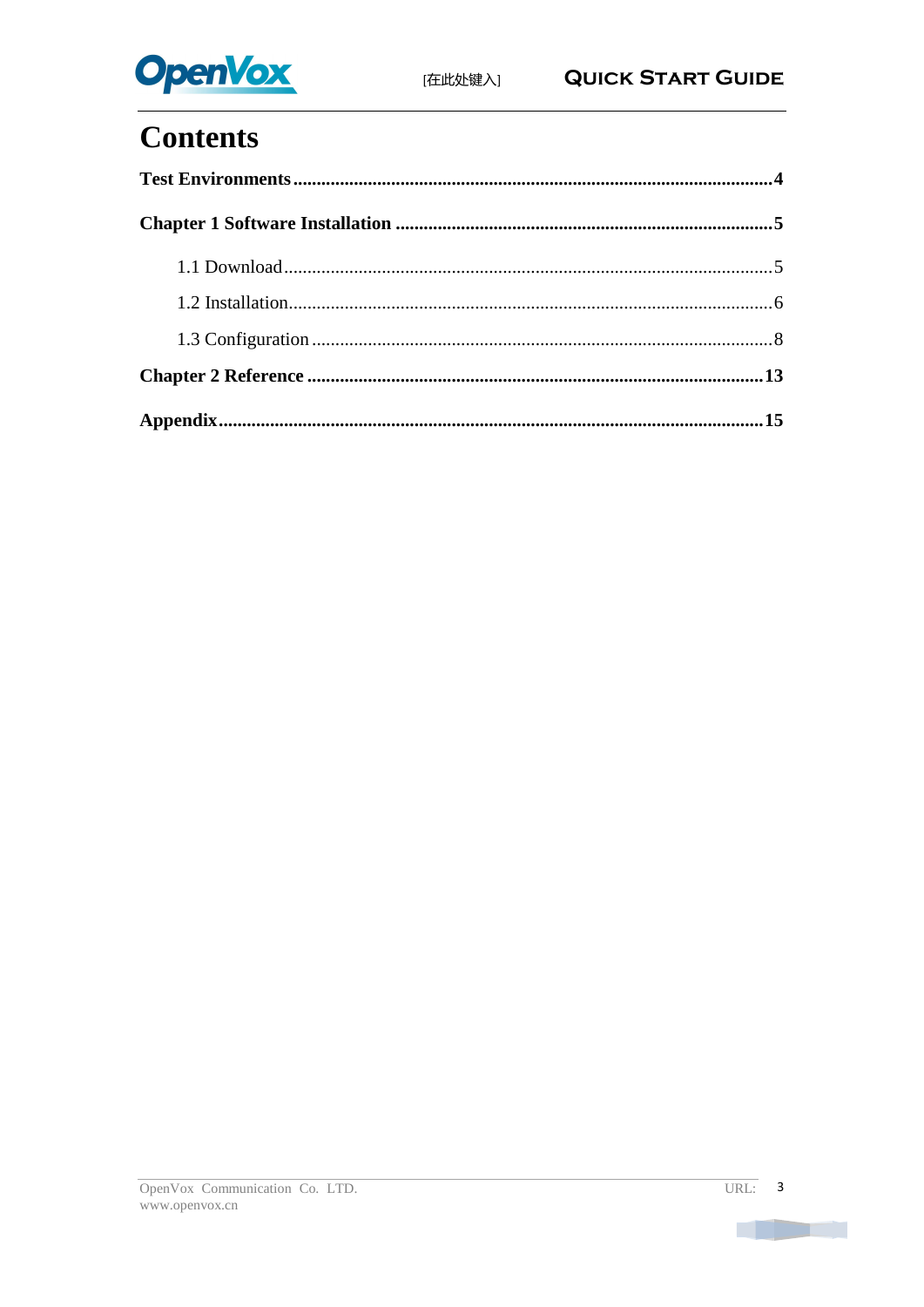# Contents

**Test Environments** .......................................................................................................**4**

**Chapter 1 Software Installation** .................................................................................**5**

1.1 Download.........................................................................................................5

1.2 Installation.......................................................................................................6

1.3 Configuration...................................................................................................8

**Chapter 2 Reference** .................................................................................................**13**

**Appendix**.....................................................................................................................**15**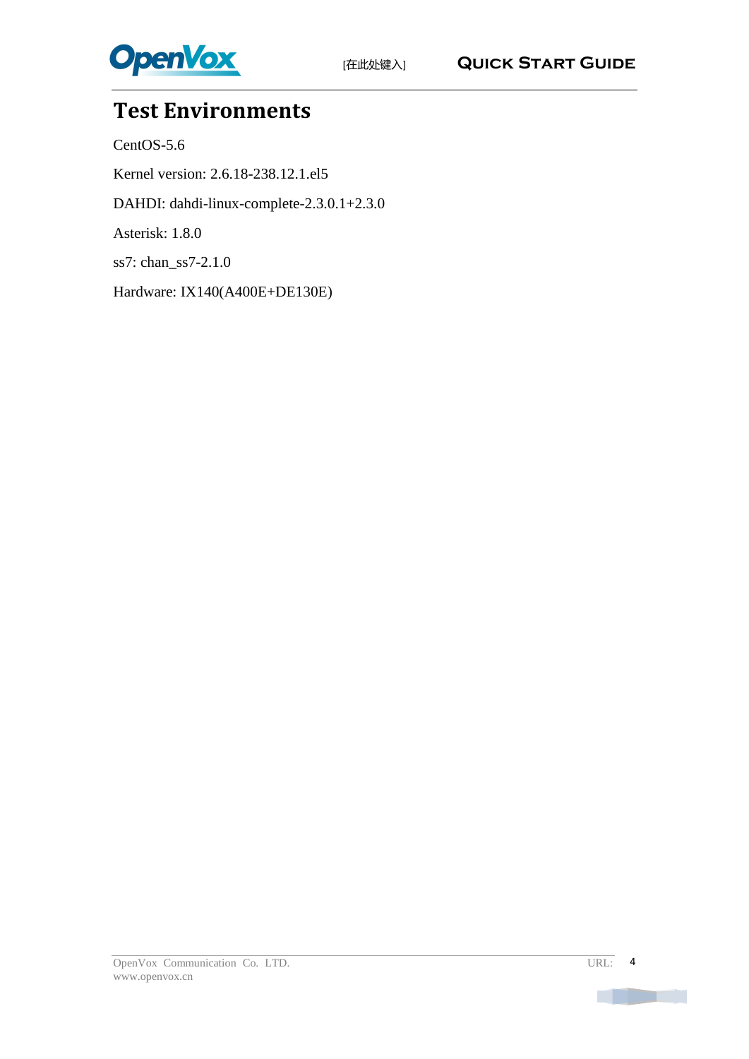# Test Environments

CentOS-5.6

Kernel version: 2.6.18-238.12.1.el5

DAHDI: dahdi-linux-complete-2.3.0.1+2.3.0

Asterisk: 1.8.0

ss7: chan_ss7-2.1.0

Hardware: IX140(A400E+DE130E)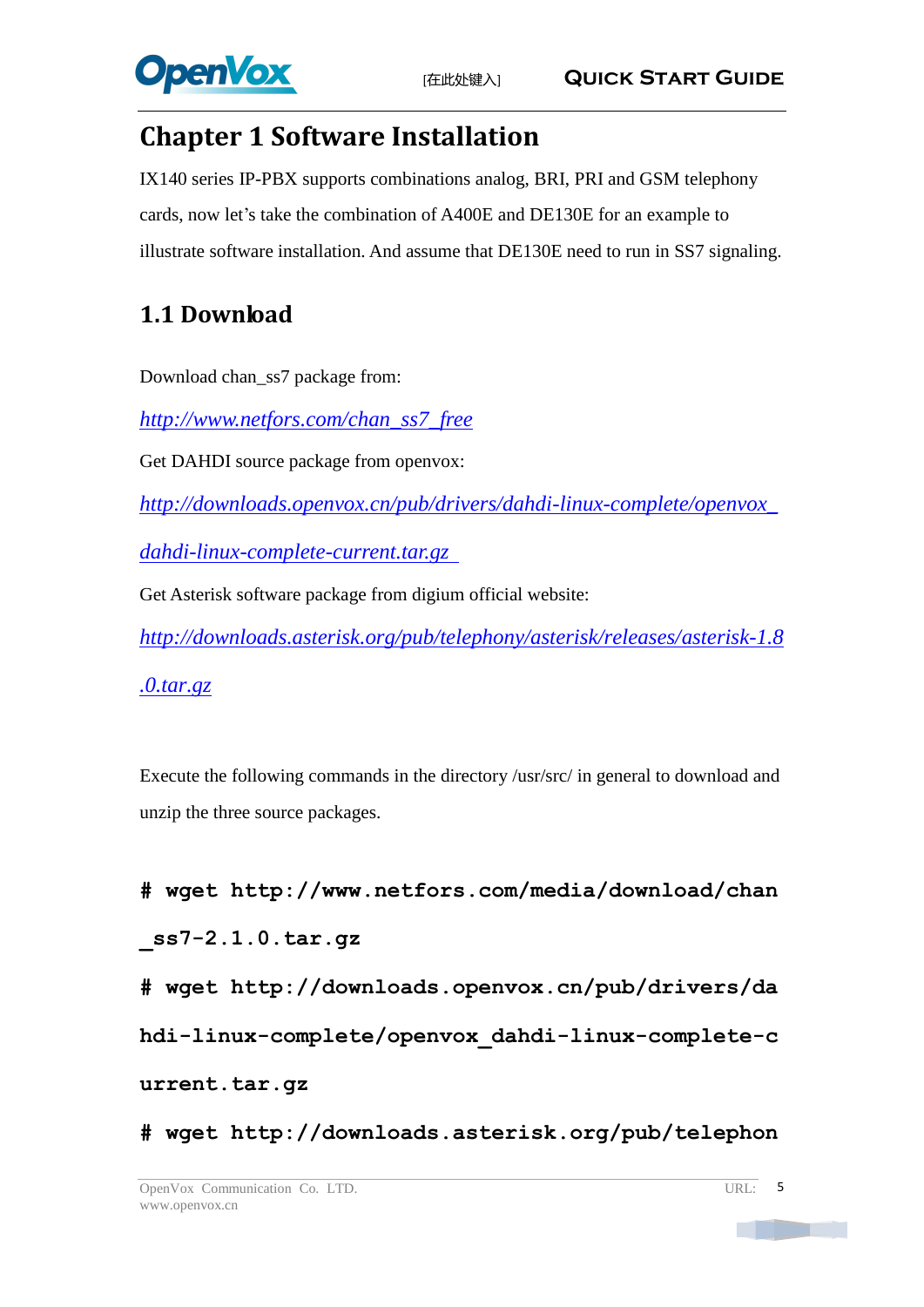# Chapter 1 Software Installation

IX140 series IP-PBX supports combinations analog, BRI, PRI and GSM telephony cards, now let's take the combination of A400E and DE130E for an example to illustrate software installation. And assume that DE130E need to run in SS7 signaling.

## 1.1 Download

Download chan_ss7 package from:

*http://www.netfors.com/chan_ss7_free*

Get DAHDI source package from openvox:

*http://downloads.openvox.cn/pub/drivers/dahdi-linux-complete/openvox_dahdi-linux-complete-current.tar.gz*

Get Asterisk software package from digium official website:

*http://downloads.asterisk.org/pub/telephony/asterisk/releases/asterisk-1.8.0.tar.gz*

Execute the following commands in the directory /usr/src/ in general to download and unzip the three source packages.

```
# wget http://www.netfors.com/media/download/chan_ss7-2.1.0.tar.gz
# wget http://downloads.openvox.cn/pub/drivers/dahdi-linux-complete/openvox_dahdi-linux-complete-current.tar.gz
# wget http://downloads.asterisk.org/pub/telephon
```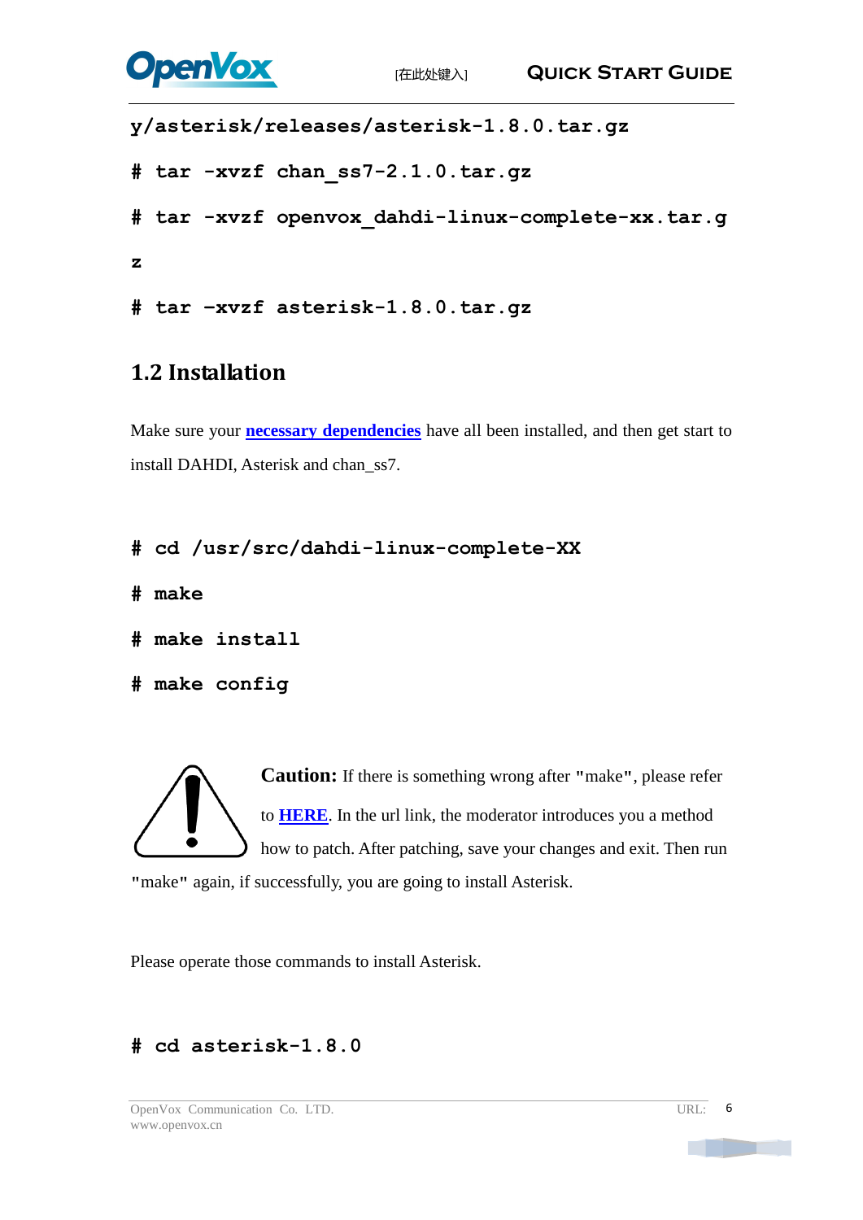```
y/asterisk/releases/asterisk-1.8.0.tar.gz
# tar -xvzf chan_ss7-2.1.0.tar.gz
# tar -xvzf openvox_dahdi-linux-complete-xx.tar.g
z
# tar -xvzf asterisk-1.8.0.tar.gz
```

## 1.2 Installation

Make sure your **necessary dependencies** have all been installed, and then get start to install DAHDI, Asterisk and chan_ss7.

```
# cd /usr/src/dahdi-linux-complete-XX
# make
# make install
# make config
```

**Caution:** If there is something wrong after "make", please refer to **HERE**. In the url link, the moderator introduces you a method how to patch. After patching, save your changes and exit. Then run "make" again, if successfully, you are going to install Asterisk.

Please operate those commands to install Asterisk.

```
# cd asterisk-1.8.0
```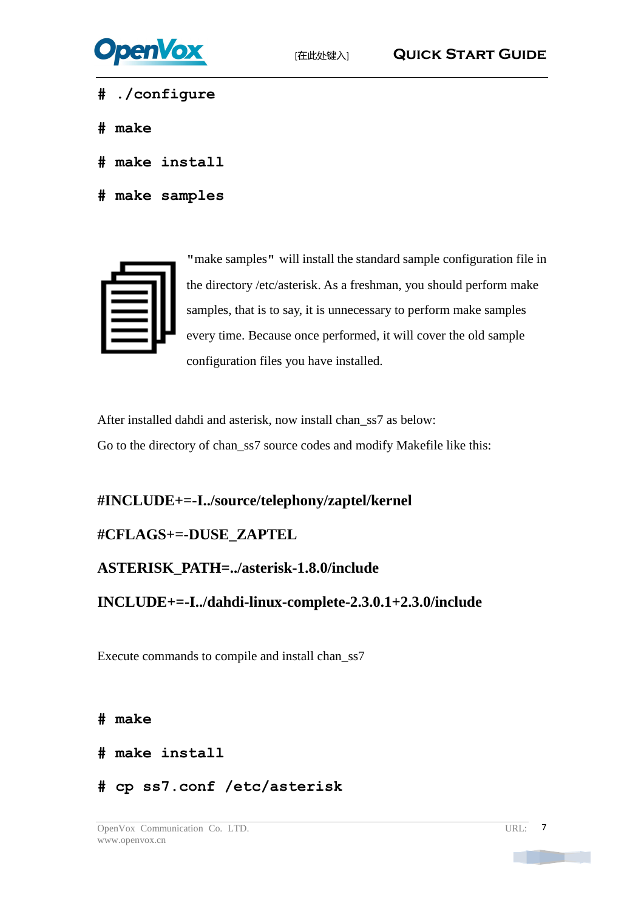```
# ./configure
# make
# make install
# make samples
```

"make samples" will install the standard sample configuration file in the directory /etc/asterisk. As a freshman, you should perform make samples, that is to say, it is unnecessary to perform make samples every time. Because once performed, it will cover the old sample configuration files you have installed.

After installed dahdi and asterisk, now install chan_ss7 as below:

Go to the directory of chan_ss7 source codes and modify Makefile like this:

```
#INCLUDE+=-I../source/telephony/zaptel/kernel
#CFLAGS+=-DUSE_ZAPTEL
ASTERISK_PATH=../asterisk-1.8.0/include
INCLUDE+=-I../dahdi-linux-complete-2.3.0.1+2.3.0/include
```

Execute commands to compile and install chan_ss7

```
# make
# make install
# cp ss7.conf /etc/asterisk
```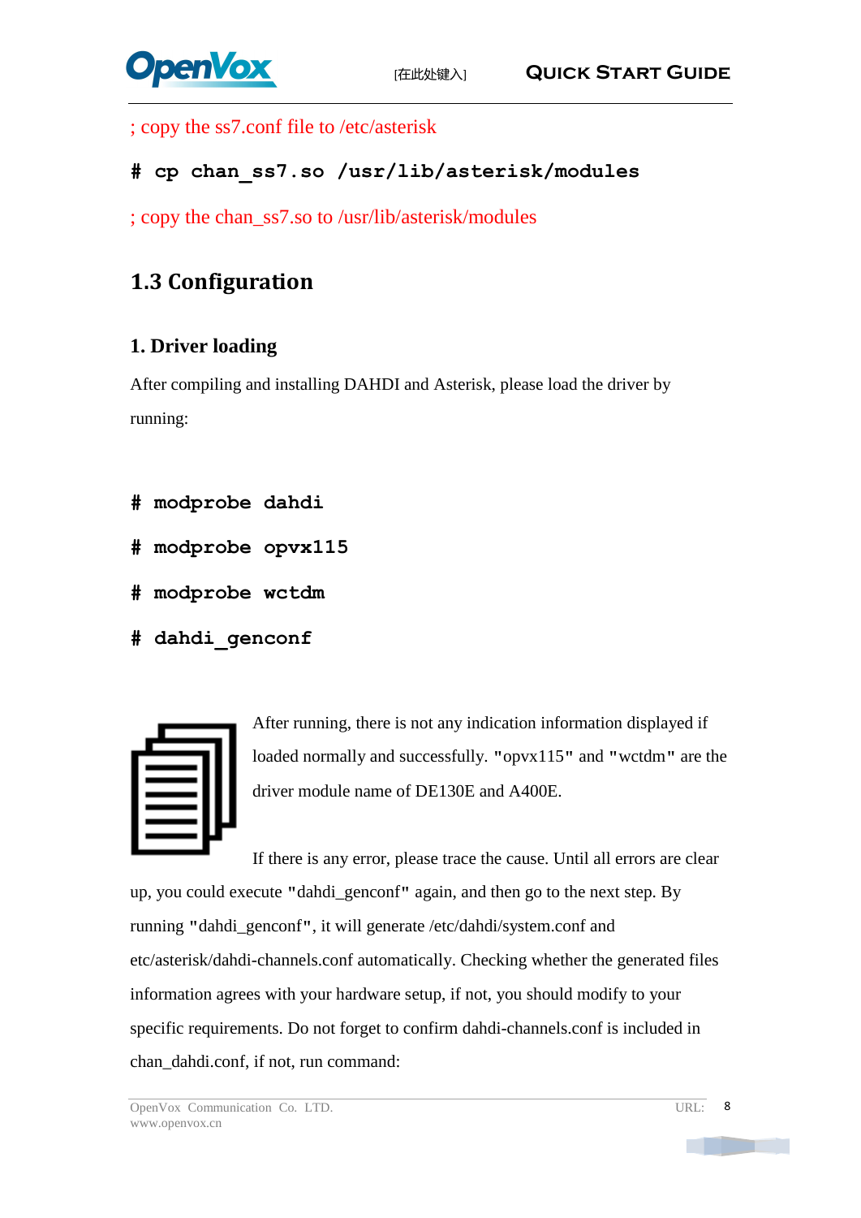; copy the ss7.conf file to /etc/asterisk

```
# cp chan_ss7.so /usr/lib/asterisk/modules
```

; copy the chan_ss7.so to /usr/lib/asterisk/modules

## 1.3 Configuration

### 1. Driver loading

After compiling and installing DAHDI and Asterisk, please load the driver by running:

```
# modprobe dahdi
# modprobe opvx115
# modprobe wctdm
# dahdi_genconf
```

After running, there is not any indication information displayed if loaded normally and successfully. "opvx115" and "wctdm" are the driver module name of DE130E and A400E.

If there is any error, please trace the cause. Until all errors are clear up, you could execute "dahdi_genconf" again, and then go to the next step. By running "dahdi_genconf", it will generate /etc/dahdi/system.conf and etc/asterisk/dahdi-channels.conf automatically. Checking whether the generated files information agrees with your hardware setup, if not, you should modify to your specific requirements. Do not forget to confirm dahdi-channels.conf is included in chan_dahdi.conf, if not, run command: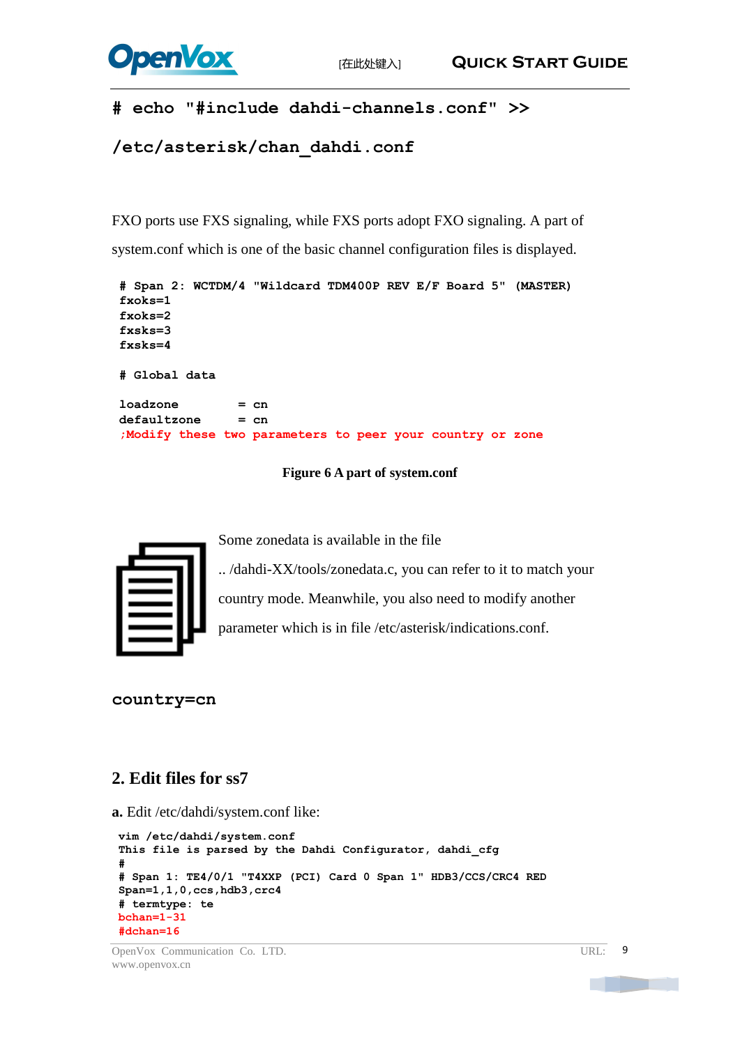```
# echo "#include dahdi-channels.conf" >>
/etc/asterisk/chan_dahdi.conf
```

FXO ports use FXS signaling, while FXS ports adopt FXO signaling. A part of system.conf which is one of the basic channel configuration files is displayed.

```
# Span 2: WCTDM/4 "Wildcard TDM400P REV E/F Board 5" (MASTER)
fxoks=1
fxoks=2
fxsks=3
fxsks=4

# Global data

loadzone        = cn
defaultzone     = cn
;Modify these two parameters to peer your country or zone
```

**Figure 6 A part of system.conf**

Some zonedata is available in the file .. /dahdi-XX/tools/zonedata.c, you can refer to it to match your country mode. Meanwhile, you also need to modify another parameter which is in file /etc/asterisk/indications.conf.

```
country=cn
```

## 2. Edit files for ss7

**a.** Edit /etc/dahdi/system.conf like:

```
vim /etc/dahdi/system.conf
This file is parsed by the Dahdi Configurator, dahdi_cfg
#
# Span 1: TE4/0/1 "T4XXP (PCI) Card 0 Span 1" HDB3/CCS/CRC4 RED
Span=1,1,0,ccs,hdb3,crc4
# termtype: te
bchan=1-31
#dchan=16
```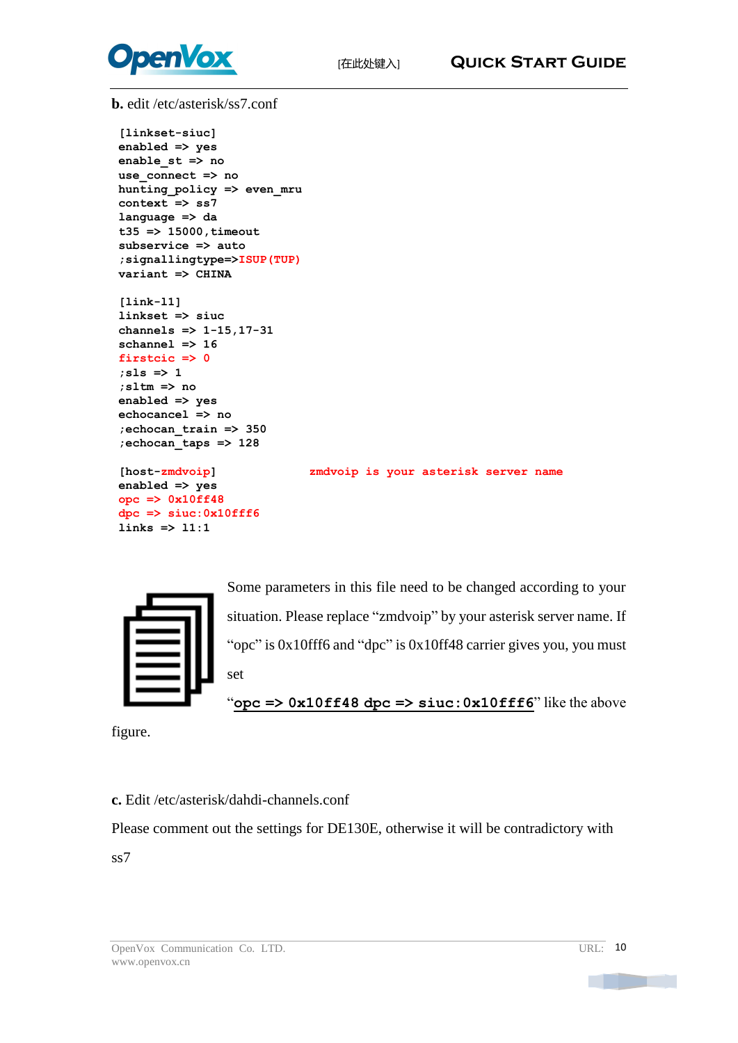**b.** edit /etc/asterisk/ss7.conf

```
[linkset-siuc]
enabled => yes
enable_st => no
use_connect => no
hunting_policy => even_mru
context => ss7
language => da
t35 => 15000,timeout
subservice => auto
;signallingtype=>ISUP(TUP)
variant => CHINA

[link-l1]
linkset => siuc
channels => 1-15,17-31
schannel => 16
firstcic => 0
;sls => 1
;sltm => no
enabled => yes
echocancel => no
;echocan_train => 350
;echocan_taps => 128

[host-zmdvoip]                zmdvoip is your asterisk server name
enabled => yes
opc => 0x10ff48
dpc => siuc:0x10fff6
links => l1:1
```

Some parameters in this file need to be changed according to your situation. Please replace "zmdvoip" by your asterisk server name. If "opc" is 0x10fff6 and "dpc" is 0x10ff48 carrier gives you, you must set "**opc => 0x10ff48 dpc => siuc:0x10fff6**" like the above figure.

**c.** Edit /etc/asterisk/dahdi-channels.conf

Please comment out the settings for DE130E, otherwise it will be contradictory with ss7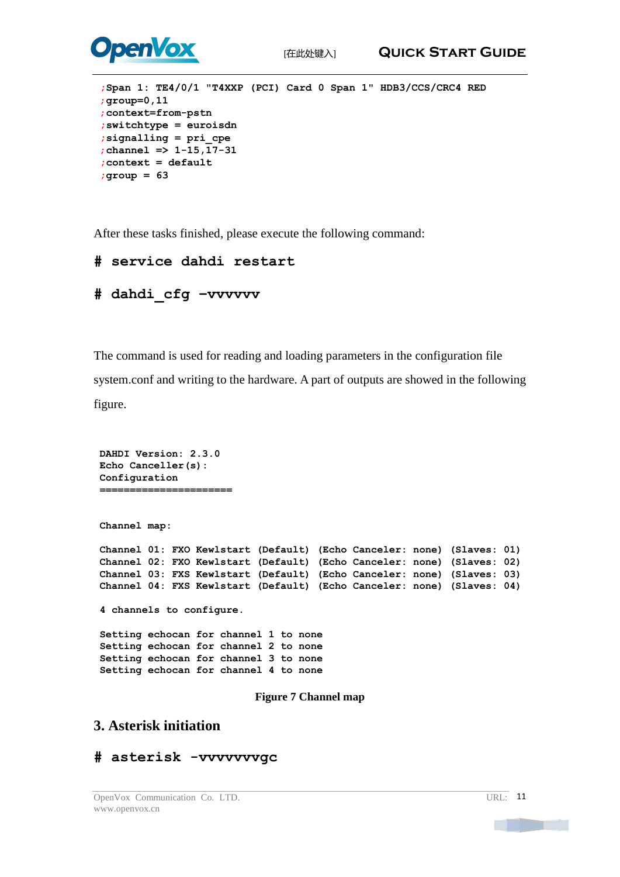```
;Span 1: TE4/0/1 "T4XXP (PCI) Card 0 Span 1" HDB3/CCS/CRC4 RED
;group=0,11
;context=from-pstn
;switchtype = euroisdn
;signalling = pri_cpe
;channel => 1-15,17-31
;context = default
;group = 63
```

After these tasks finished, please execute the following command:

```
# service dahdi restart
```

```
# dahdi_cfg -vvvvvv
```

The command is used for reading and loading parameters in the configuration file system.conf and writing to the hardware. A part of outputs are showed in the following figure.

```
DAHDI Version: 2.3.0
Echo Canceller(s):
Configuration
======================


Channel map:

Channel 01: FXO Kewlstart (Default) (Echo Canceler: none) (Slaves: 01)
Channel 02: FXO Kewlstart (Default) (Echo Canceler: none) (Slaves: 02)
Channel 03: FXS Kewlstart (Default) (Echo Canceler: none) (Slaves: 03)
Channel 04: FXS Kewlstart (Default) (Echo Canceler: none) (Slaves: 04)

4 channels to configure.

Setting echocan for channel 1 to none
Setting echocan for channel 2 to none
Setting echocan for channel 3 to none
Setting echocan for channel 4 to none
```

**Figure 7 Channel map**

## 3. Asterisk initiation

```
# asterisk -vvvvvvvgc
```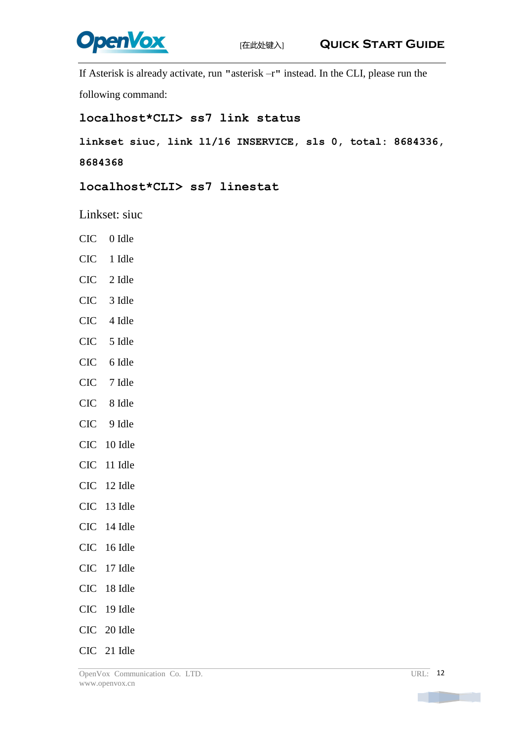If Asterisk is already activate, run "asterisk –r" instead. In the CLI, please run the following command:

```
localhost*CLI> ss7 link status
linkset siuc, link l1/16 INSERVICE, sls 0, total: 8684336,
8684368
localhost*CLI> ss7 linestat
```

Linkset: siuc

CIC 0 Idle

CIC 1 Idle

CIC 2 Idle

CIC 3 Idle

CIC 4 Idle

CIC 5 Idle

CIC 6 Idle

CIC 7 Idle

CIC 8 Idle

CIC 9 Idle

CIC 10 Idle

CIC 11 Idle

CIC 12 Idle

CIC 13 Idle

CIC 14 Idle

CIC 16 Idle

CIC 17 Idle

CIC 18 Idle

CIC 19 Idle

CIC 20 Idle

CIC 21 Idle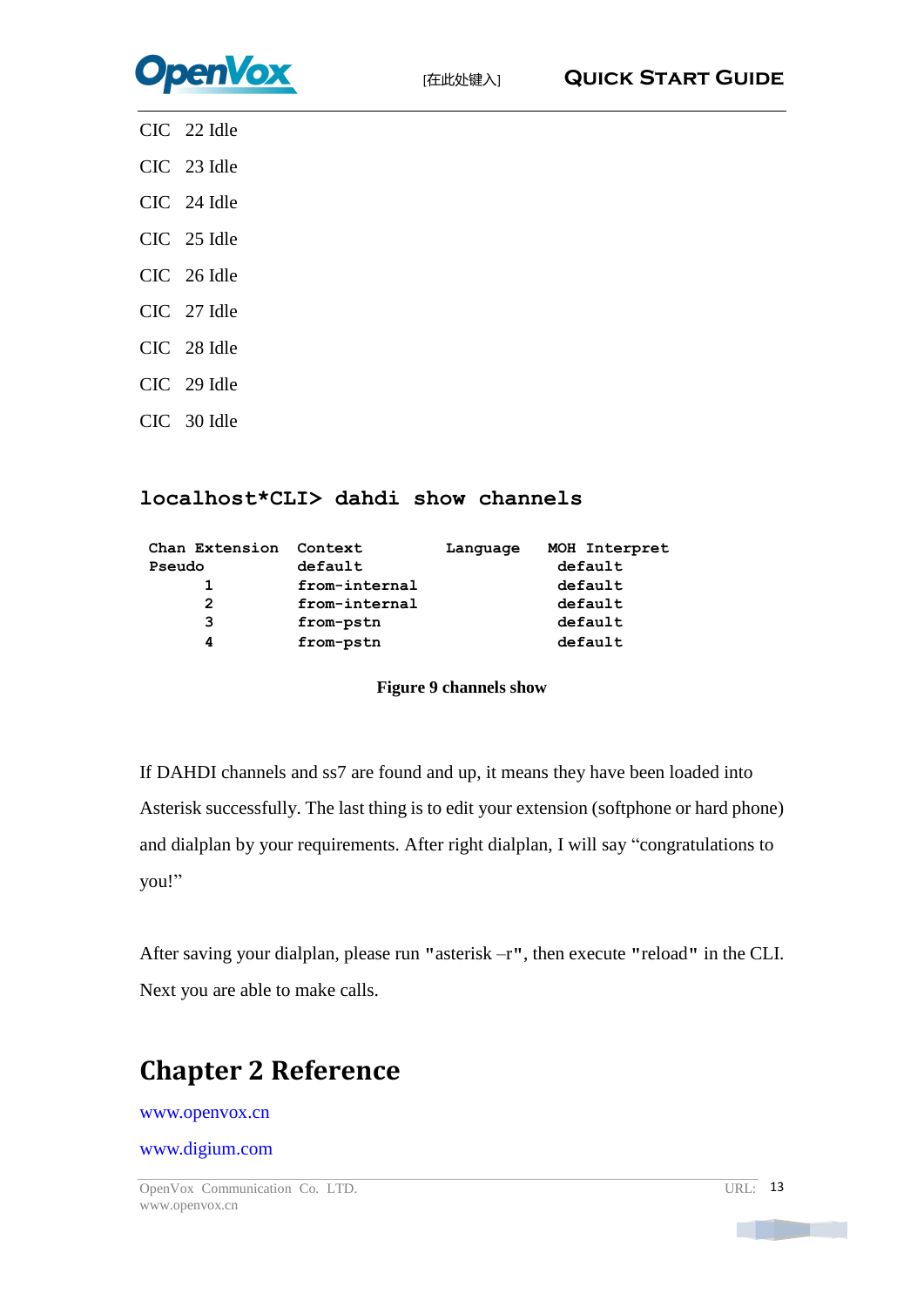CIC 22 Idle

CIC 23 Idle

CIC 24 Idle

CIC 25 Idle

CIC 26 Idle

CIC 27 Idle

CIC 28 Idle

CIC 29 Idle

CIC 30 Idle

```
localhost*CLI> dahdi show channels
```

```
Chan Extension  Context          Language   MOH Interpret
Pseudo          default                       default
      1         from-internal                 default
      2         from-internal                 default
      3         from-pstn                     default
      4         from-pstn                     default
```

**Figure 9 channels show**

If DAHDI channels and ss7 are found and up, it means they have been loaded into Asterisk successfully. The last thing is to edit your extension (softphone or hard phone) and dialplan by your requirements. After right dialplan, I will say “congratulations to you!”

After saving your dialplan, please run "asterisk –r", then execute "reload" in the CLI. Next you are able to make calls.

# Chapter 2 Reference

www.openvox.cn

www.digium.com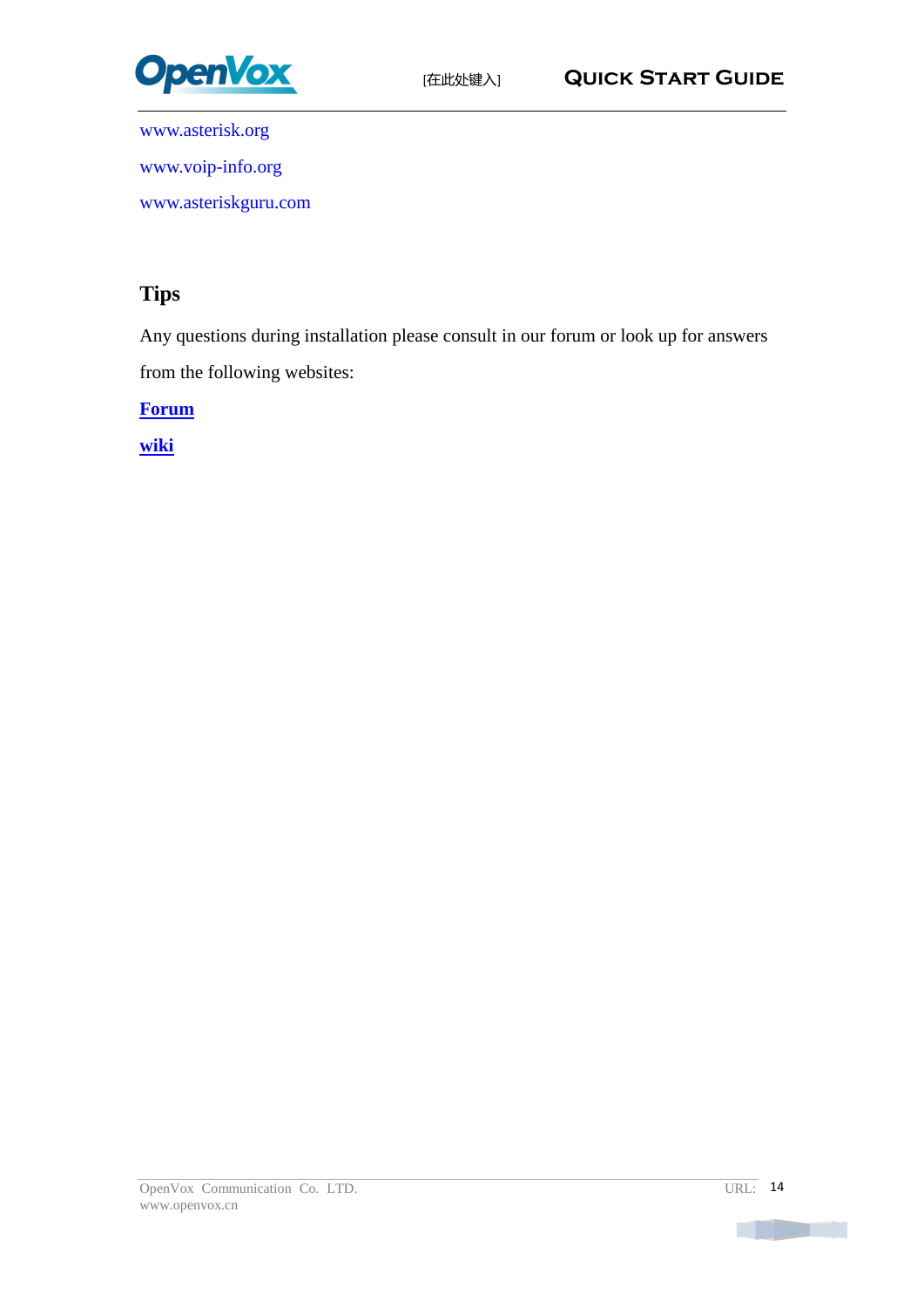www.asterisk.org

www.voip-info.org

www.asteriskguru.com

## Tips

Any questions during installation please consult in our forum or look up for answers from the following websites:

**Forum**

**wiki**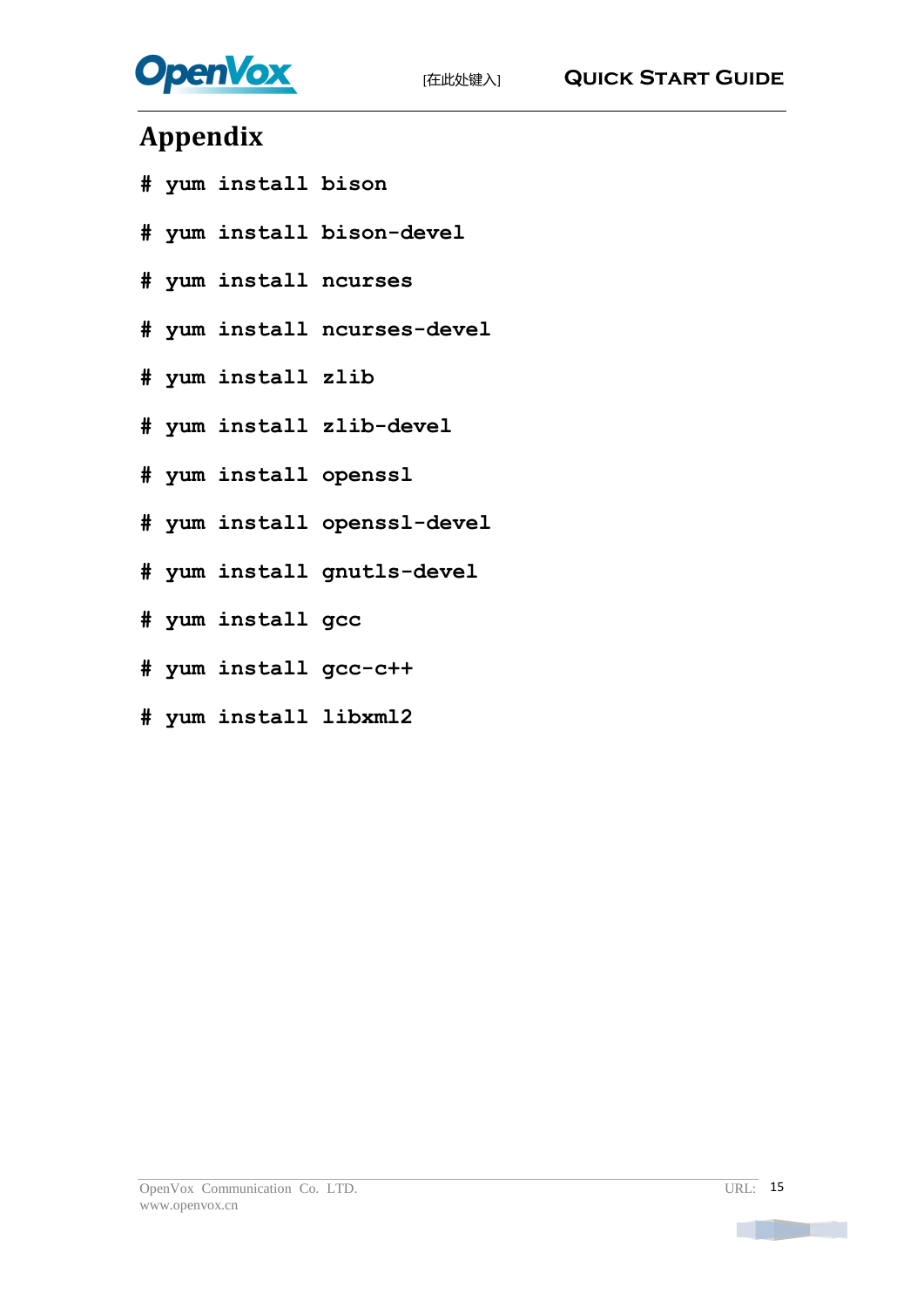# Appendix

```
# yum install bison

# yum install bison-devel

# yum install ncurses

# yum install ncurses-devel

# yum install zlib

# yum install zlib-devel

# yum install openssl

# yum install openssl-devel

# yum install gnutls-devel

# yum install gcc

# yum install gcc-c++

# yum install libxml2
```